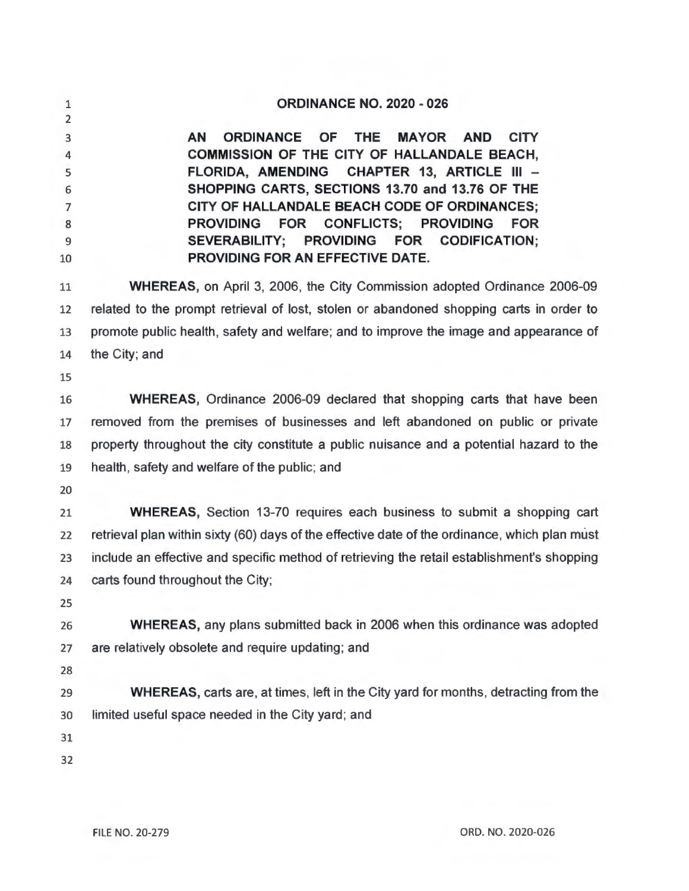# ORDINANCE NO. 2020 - 026

**AN ORDINANCE OF THE MAYOR AND CITY COMMISSION OF THE CITY OF HALLANDALE BEACH, FLORIDA, AMENDING CHAPTER 13, ARTICLE III – SHOPPING CARTS, SECTIONS 13.70 and 13.76 OF THE CITY OF HALLANDALE BEACH CODE OF ORDINANCES; PROVIDING FOR CONFLICTS; PROVIDING FOR SEVERABILITY; PROVIDING FOR CODIFICATION; PROVIDING FOR AN EFFECTIVE DATE.**

**WHEREAS,** on April 3, 2006, the City Commission adopted Ordinance 2006-09 related to the prompt retrieval of lost, stolen or abandoned shopping carts in order to promote public health, safety and welfare; and to improve the image and appearance of the City; and

**WHEREAS,** Ordinance 2006-09 declared that shopping carts that have been removed from the premises of businesses and left abandoned on public or private property throughout the city constitute a public nuisance and a potential hazard to the health, safety and welfare of the public; and

**WHEREAS,** Section 13-70 requires each business to submit a shopping cart retrieval plan within sixty (60) days of the effective date of the ordinance, which plan must include an effective and specific method of retrieving the retail establishment's shopping carts found throughout the City;

**WHEREAS,** any plans submitted back in 2006 when this ordinance was adopted are relatively obsolete and require updating; and

**WHEREAS,** carts are, at times, left in the City yard for months, detracting from the limited useful space needed in the City yard; and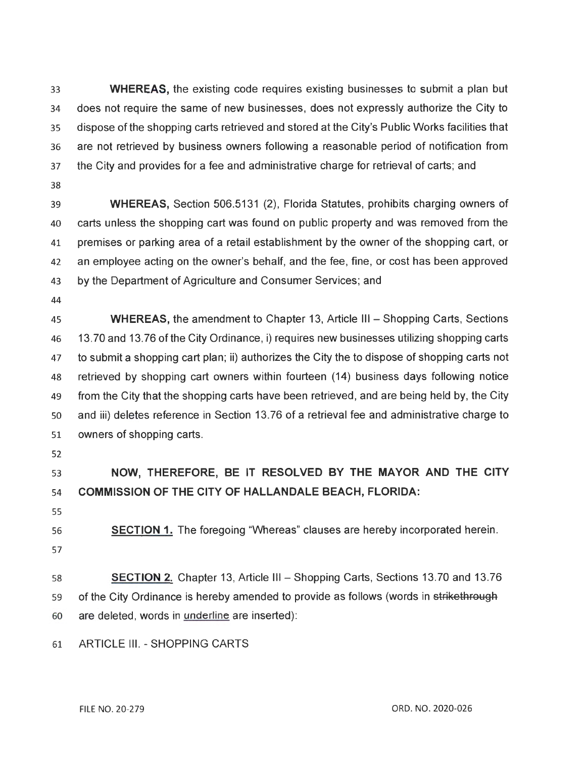**WHEREAS,** the existing code requires existing businesses to submit a plan but does not require the same of new businesses, does not expressly authorize the City to dispose of the shopping carts retrieved and stored at the City's Public Works facilities that are not retrieved by business owners following a reasonable period of notification from the City and provides for a fee and administrative charge for retrieval of carts; and

**WHEREAS,** Section 506.5131 (2), Florida Statutes, prohibits charging owners of carts unless the shopping cart was found on public property and was removed from the premises or parking area of a retail establishment by the owner of the shopping cart, or an employee acting on the owner's behalf, and the fee, fine, or cost has been approved by the Department of Agriculture and Consumer Services; and

**WHEREAS,** the amendment to Chapter 13, Article III – Shopping Carts, Sections 13.70 and 13.76 of the City Ordinance, i) requires new businesses utilizing shopping carts to submit a shopping cart plan; ii) authorizes the City the to dispose of shopping carts not retrieved by shopping cart owners within fourteen (14) business days following notice from the City that the shopping carts have been retrieved, and are being held by, the City and iii) deletes reference in Section 13.76 of a retrieval fee and administrative charge to owners of shopping carts.

**NOW, THEREFORE, BE IT RESOLVED BY THE MAYOR AND THE CITY COMMISSION OF THE CITY OF HALLANDALE BEACH, FLORIDA:**

**SECTION 1.** The foregoing "Whereas" clauses are hereby incorporated herein.

**SECTION 2.** Chapter 13, Article III – Shopping Carts, Sections 13.70 and 13.76 of the City Ordinance is hereby amended to provide as follows (words in ~~strikethrough~~ are deleted, words in <u>underline</u> are inserted):

ARTICLE III. - SHOPPING CARTS

FILE NO. 20-279 ORD. NO. 2020-026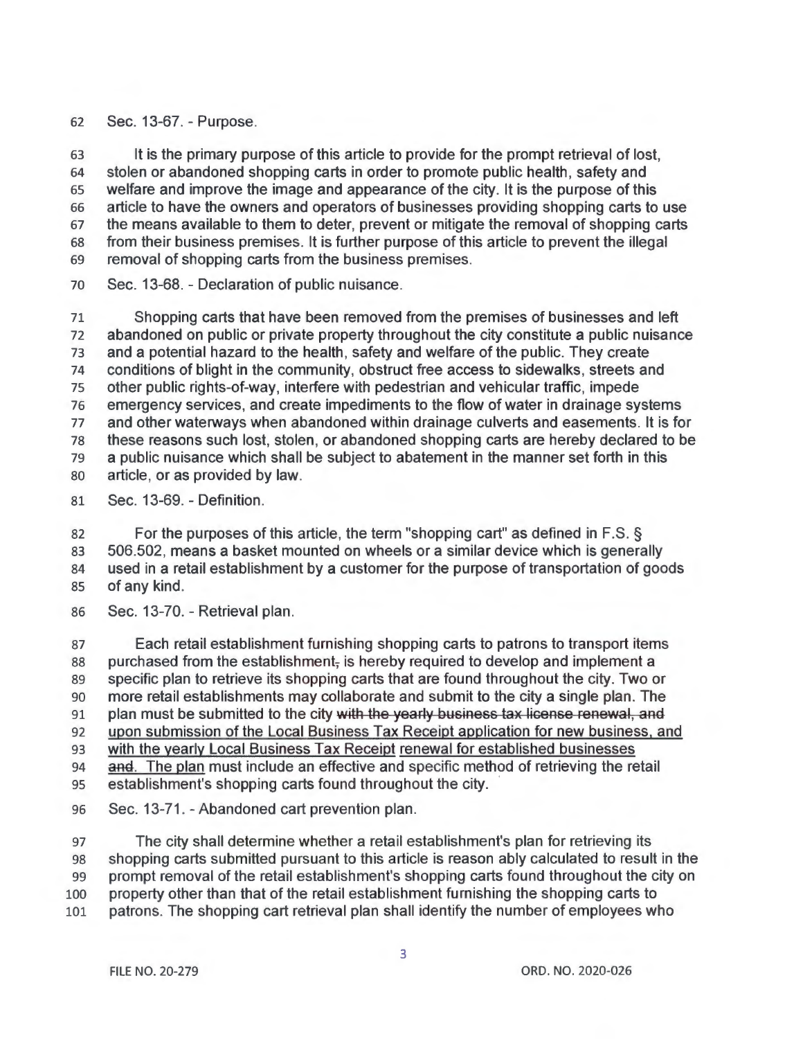Sec. 13-67. - Purpose.

It is the primary purpose of this article to provide for the prompt retrieval of lost, stolen or abandoned shopping carts in order to promote public health, safety and welfare and improve the image and appearance of the city. It is the purpose of this article to have the owners and operators of businesses providing shopping carts to use the means available to them to deter, prevent or mitigate the removal of shopping carts from their business premises. It is further purpose of this article to prevent the illegal removal of shopping carts from the business premises.

Sec. 13-68. - Declaration of public nuisance.

Shopping carts that have been removed from the premises of businesses and left abandoned on public or private property throughout the city constitute a public nuisance and a potential hazard to the health, safety and welfare of the public. They create conditions of blight in the community, obstruct free access to sidewalks, streets and other public rights-of-way, interfere with pedestrian and vehicular traffic, impede emergency services, and create impediments to the flow of water in drainage systems and other waterways when abandoned within drainage culverts and easements. It is for these reasons such lost, stolen, or abandoned shopping carts are hereby declared to be a public nuisance which shall be subject to abatement in the manner set forth in this article, or as provided by law.

Sec. 13-69. - Definition.

For the purposes of this article, the term "shopping cart" as defined in F.S. § 506.502, means a basket mounted on wheels or a similar device which is generally used in a retail establishment by a customer for the purpose of transportation of goods of any kind.

Sec. 13-70. - Retrieval plan.

Each retail establishment furnishing shopping carts to patrons to transport items purchased from the establishment~~,~~ is hereby required to develop and implement a specific plan to retrieve its shopping carts that are found throughout the city. Two or more retail establishments may collaborate and submit to the city a single plan. The plan must be submitted to the city ~~with the yearly business tax license renewal, and~~ <u>upon submission of the Local Business Tax Receipt application for new business, and with the yearly Local Business Tax Receipt</u> renewal for established businesses ~~and~~. <u>The plan</u> must include an effective and specific method of retrieving the retail establishment's shopping carts found throughout the city.

Sec. 13-71. - Abandoned cart prevention plan.

The city shall determine whether a retail establishment's plan for retrieving its shopping carts submitted pursuant to this article is reason ably calculated to result in the prompt removal of the retail establishment's shopping carts found throughout the city on property other than that of the retail establishment furnishing the shopping carts to patrons. The shopping cart retrieval plan shall identify the number of employees who

FILE NO. 20-279 ORD. NO. 2020-026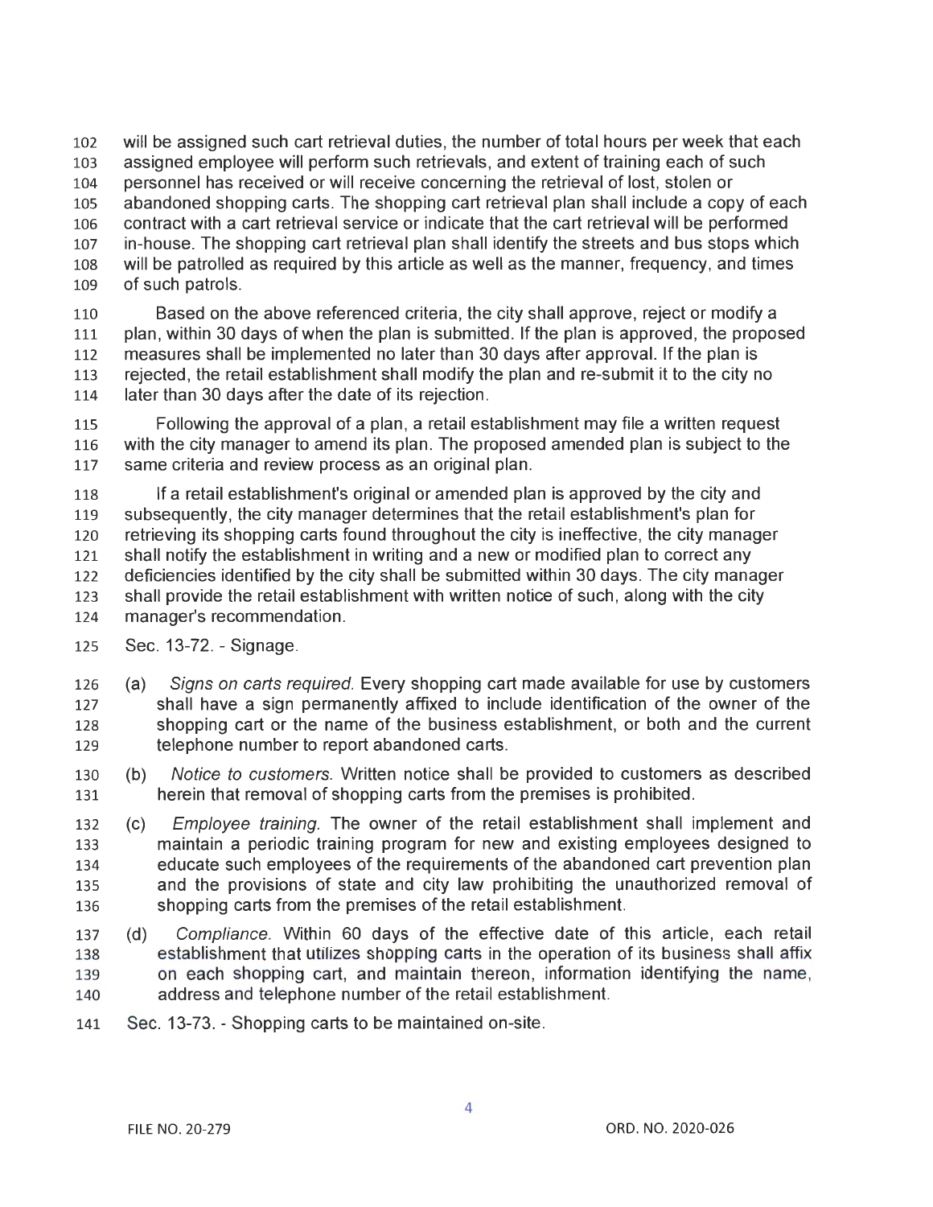will be assigned such cart retrieval duties, the number of total hours per week that each assigned employee will perform such retrievals, and extent of training each of such personnel has received or will receive concerning the retrieval of lost, stolen or abandoned shopping carts. The shopping cart retrieval plan shall include a copy of each contract with a cart retrieval service or indicate that the cart retrieval will be performed in-house. The shopping cart retrieval plan shall identify the streets and bus stops which will be patrolled as required by this article as well as the manner, frequency, and times of such patrols.

Based on the above referenced criteria, the city shall approve, reject or modify a plan, within 30 days of when the plan is submitted. If the plan is approved, the proposed measures shall be implemented no later than 30 days after approval. If the plan is rejected, the retail establishment shall modify the plan and re-submit it to the city no later than 30 days after the date of its rejection.

Following the approval of a plan, a retail establishment may file a written request with the city manager to amend its plan. The proposed amended plan is subject to the same criteria and review process as an original plan.

If a retail establishment's original or amended plan is approved by the city and subsequently, the city manager determines that the retail establishment's plan for retrieving its shopping carts found throughout the city is ineffective, the city manager shall notify the establishment in writing and a new or modified plan to correct any deficiencies identified by the city shall be submitted within 30 days. The city manager shall provide the retail establishment with written notice of such, along with the city manager's recommendation.

Sec. 13-72. - Signage.

(a) *Signs on carts required.* Every shopping cart made available for use by customers shall have a sign permanently affixed to include identification of the owner of the shopping cart or the name of the business establishment, or both and the current telephone number to report abandoned carts.

(b) *Notice to customers.* Written notice shall be provided to customers as described herein that removal of shopping carts from the premises is prohibited.

(c) *Employee training.* The owner of the retail establishment shall implement and maintain a periodic training program for new and existing employees designed to educate such employees of the requirements of the abandoned cart prevention plan and the provisions of state and city law prohibiting the unauthorized removal of shopping carts from the premises of the retail establishment.

(d) *Compliance.* Within 60 days of the effective date of this article, each retail establishment that utilizes shopping carts in the operation of its business shall affix on each shopping cart, and maintain thereon, information identifying the name, address and telephone number of the retail establishment.

Sec. 13-73. - Shopping carts to be maintained on-site.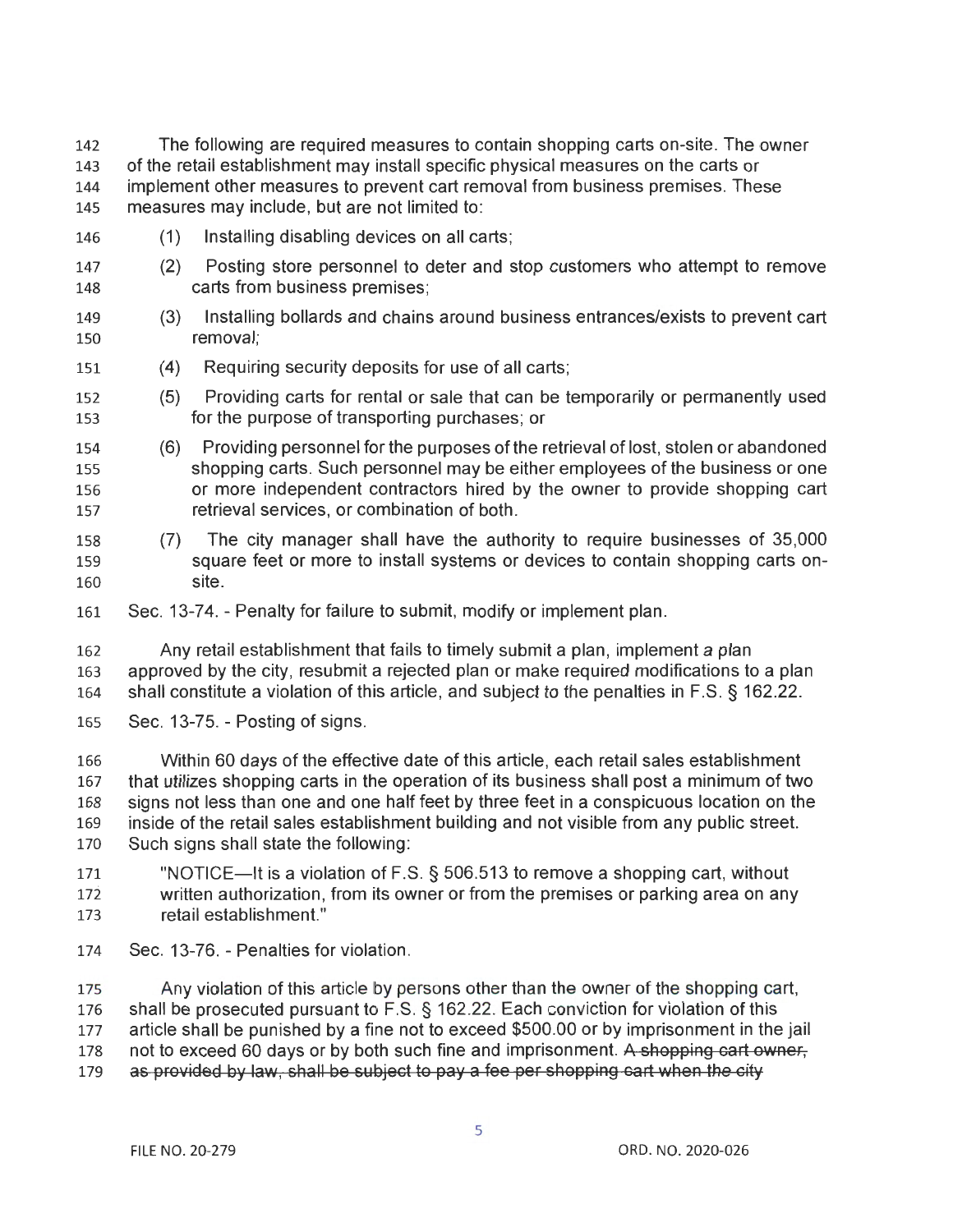The following are required measures to contain shopping carts on-site. The owner of the retail establishment may install specific physical measures on the carts or implement other measures to prevent cart removal from business premises. These measures may include, but are not limited to:

(1) Installing disabling devices on all carts;

(2) Posting store personnel to deter and stop customers who attempt to remove carts from business premises;

(3) Installing bollards and chains around business entrances/exists to prevent cart removal;

(4) Requiring security deposits for use of all carts;

(5) Providing carts for rental or sale that can be temporarily or permanently used for the purpose of transporting purchases; or

(6) Providing personnel for the purposes of the retrieval of lost, stolen or abandoned shopping carts. Such personnel may be either employees of the business or one or more independent contractors hired by the owner to provide shopping cart retrieval services, or combination of both.

(7) The city manager shall have the authority to require businesses of 35,000 square feet or more to install systems or devices to contain shopping carts on-site.

Sec. 13-74. - Penalty for failure to submit, modify or implement plan.

Any retail establishment that fails to timely submit a plan, implement a plan approved by the city, resubmit a rejected plan or make required modifications to a plan shall constitute a violation of this article, and subject to the penalties in F.S. § 162.22.

Sec. 13-75. - Posting of signs.

Within 60 days of the effective date of this article, each retail sales establishment that utilizes shopping carts in the operation of its business shall post a minimum of two signs not less than one and one half feet by three feet in a conspicuous location on the inside of the retail sales establishment building and not visible from any public street. Such signs shall state the following:

"NOTICE—It is a violation of F.S. § 506.513 to remove a shopping cart, without written authorization, from its owner or from the premises or parking area on any retail establishment."

Sec. 13-76. - Penalties for violation.

Any violation of this article by persons other than the owner of the shopping cart, shall be prosecuted pursuant to F.S. § 162.22. Each conviction for violation of this article shall be punished by a fine not to exceed $500.00 or by imprisonment in the jail not to exceed 60 days or by both such fine and imprisonment. ~~A shopping cart owner, as provided by law, shall be subject to pay a fee per shopping cart when the city~~

FILE NO. 20-279 ORD. NO. 2020-026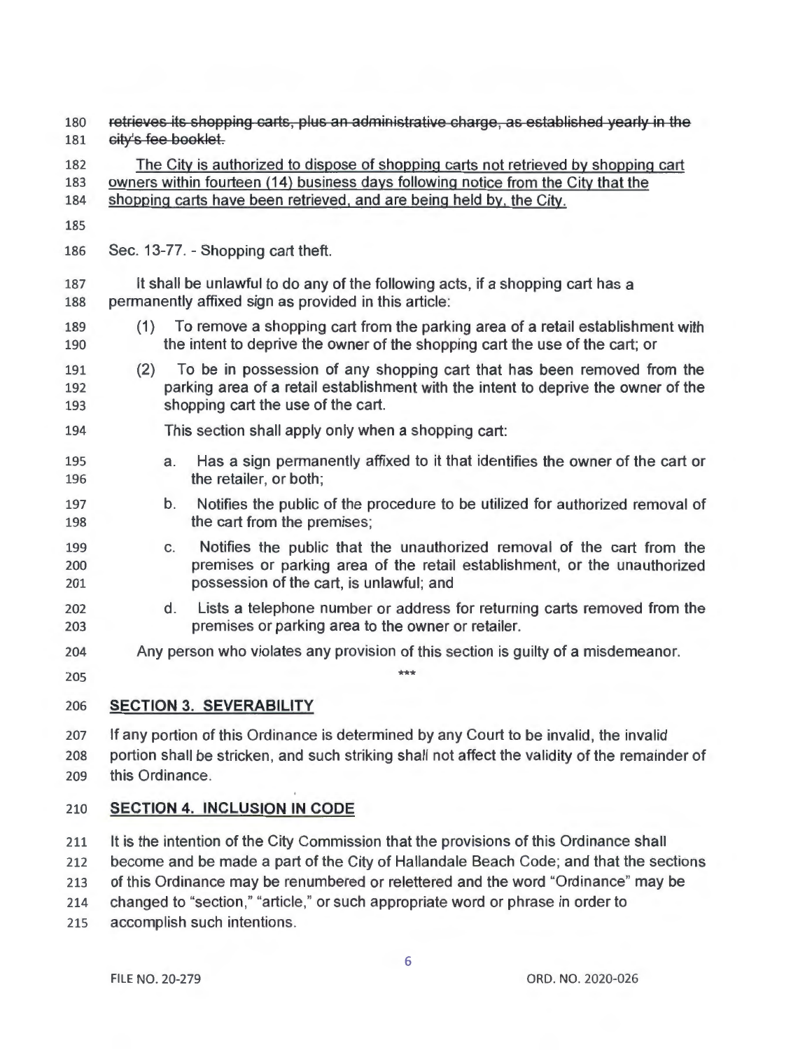~~retrieves its shopping carts, plus an administrative charge, as established yearly in the city's fee booklet.~~

<u>The City is authorized to dispose of shopping carts not retrieved by shopping cart owners within fourteen (14) business days following notice from the City that the shopping carts have been retrieved, and are being held by, the City.</u>

Sec. 13-77. - Shopping cart theft.

It shall be unlawful to do any of the following acts, if a shopping cart has a permanently affixed sign as provided in this article:

(1) To remove a shopping cart from the parking area of a retail establishment with the intent to deprive the owner of the shopping cart the use of the cart; or

(2) To be in possession of any shopping cart that has been removed from the parking area of a retail establishment with the intent to deprive the owner of the shopping cart the use of the cart.

This section shall apply only when a shopping cart:

a. Has a sign permanently affixed to it that identifies the owner of the cart or the retailer, or both;

b. Notifies the public of the procedure to be utilized for authorized removal of the cart from the premises;

c. Notifies the public that the unauthorized removal of the cart from the premises or parking area of the retail establishment, or the unauthorized possession of the cart, is unlawful; and

d. Lists a telephone number or address for returning carts removed from the premises or parking area to the owner or retailer.

Any person who violates any provision of this section is guilty of a misdemeanor.

\*\*\*

## <u>SECTION 3. SEVERABILITY</u>

If any portion of this Ordinance is determined by any Court to be invalid, the invalid portion shall be stricken, and such striking shall not affect the validity of the remainder of this Ordinance.

## <u>SECTION 4. INCLUSION IN CODE</u>

It is the intention of the City Commission that the provisions of this Ordinance shall become and be made a part of the City of Hallandale Beach Code; and that the sections of this Ordinance may be renumbered or relettered and the word "Ordinance" may be changed to "section," "article," or such appropriate word or phrase in order to accomplish such intentions.

FILE NO. 20-279 ORD. NO. 2020-026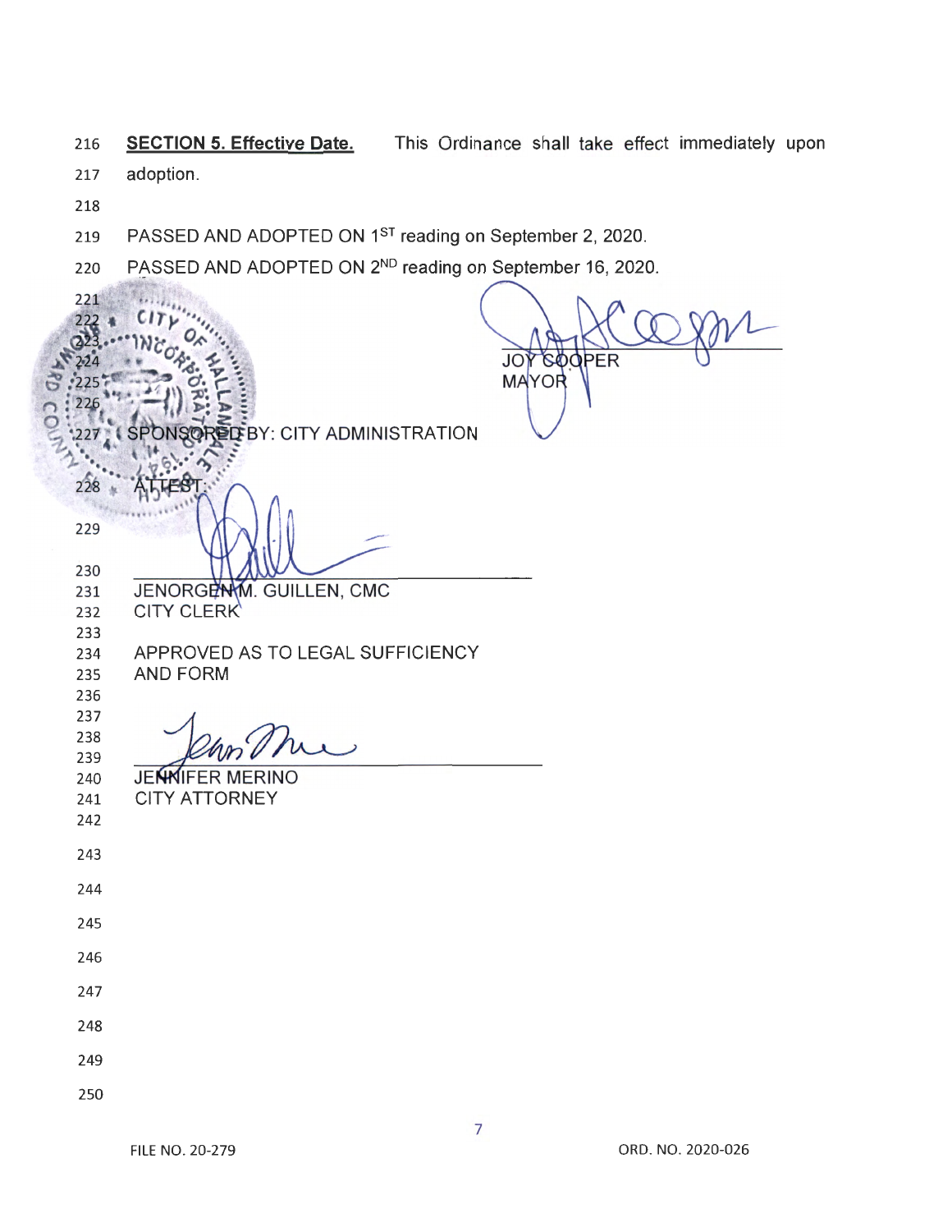**SECTION 5. Effective Date.** This Ordinance shall take effect immediately upon adoption.

PASSED AND ADOPTED ON 1ST reading on September 2, 2020.

PASSED AND ADOPTED ON 2ND reading on September 16, 2020.

JOY COOPER
MAYOR

SPONSORED BY: CITY ADMINISTRATION

ATTEST:

JENORGEN M. GUILLEN, CMC
CITY CLERK

APPROVED AS TO LEGAL SUFFICIENCY
AND FORM

JENNIFER MERINO
CITY ATTORNEY

FILE NO. 20-279

ORD. NO. 2020-026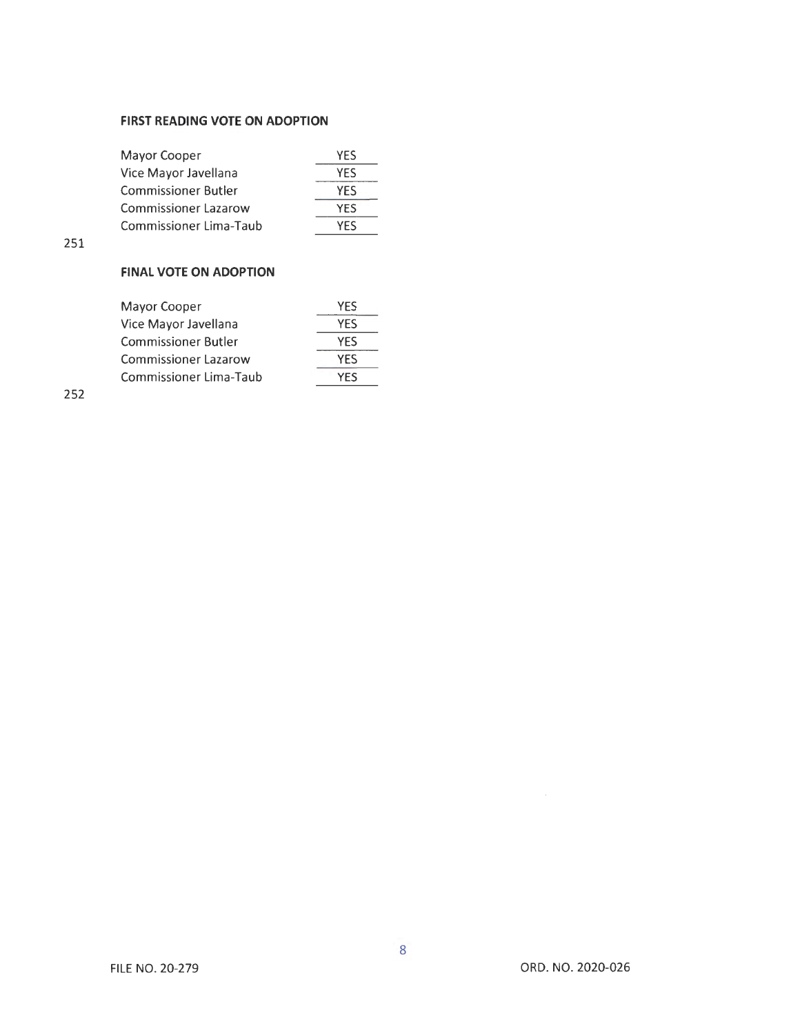**FIRST READING VOTE ON ADOPTION**

| | |
|---|---|
| Mayor Cooper | YES |
| Vice Mayor Javellana | YES |
| Commissioner Butler | YES |
| Commissioner Lazarow | YES |
| Commissioner Lima-Taub | YES |

251

**FINAL VOTE ON ADOPTION**

| | |
|---|---|
| Mayor Cooper | YES |
| Vice Mayor Javellana | YES |
| Commissioner Butler | YES |
| Commissioner Lazarow | YES |
| Commissioner Lima-Taub | YES |

252

FILE NO. 20-279

ORD. NO. 2020-026